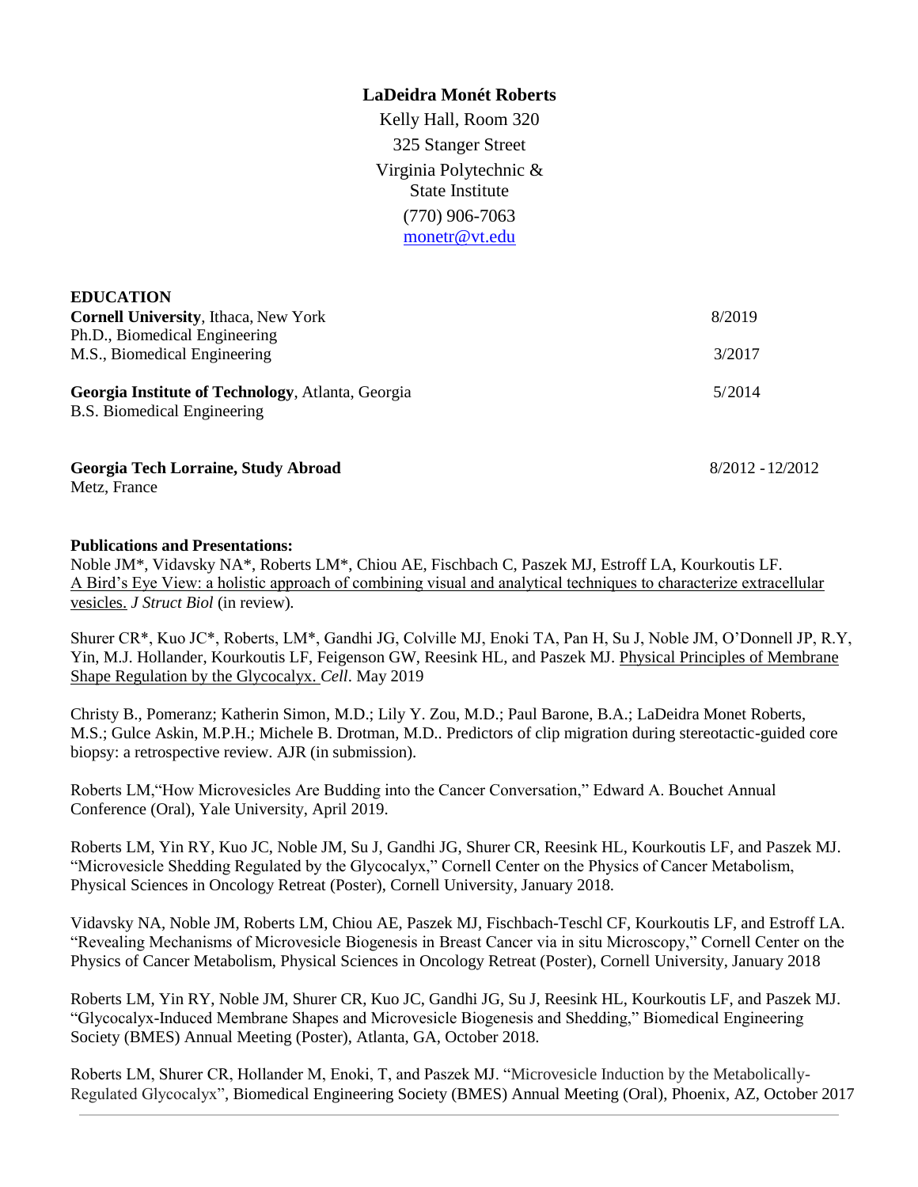**LaDeidra Monét Roberts**

Kelly Hall, Room 320
325 Stanger Street
Virginia Polytechnic &
State Institute
(770) 906-7063
monetr@vt.edu

## EDUCATION

**Cornell University**, Ithaca, New York — 8/2019
Ph.D., Biomedical Engineering
M.S., Biomedical Engineering — 3/2017

**Georgia Institute of Technology**, Atlanta, Georgia — 5/2014
B.S. Biomedical Engineering

**Georgia Tech Lorraine, Study Abroad** — 8/2012 - 12/2012
Metz, France

## Publications and Presentations:

Noble JM*, Vidavsky NA*, Roberts LM*, Chiou AE, Fischbach C, Paszek MJ, Estroff LA, Kourkoutis LF. A Bird's Eye View: a holistic approach of combining visual and analytical techniques to characterize extracellular vesicles. *J Struct Biol* (in review).

Shurer CR*, Kuo JC*, Roberts, LM*, Gandhi JG, Colville MJ, Enoki TA, Pan H, Su J, Noble JM, O'Donnell JP, R.Y, Yin, M.J. Hollander, Kourkoutis LF, Feigenson GW, Reesink HL, and Paszek MJ. Physical Principles of Membrane Shape Regulation by the Glycocalyx. *Cell*. May 2019

Christy B., Pomeranz; Katherin Simon, M.D.; Lily Y. Zou, M.D.; Paul Barone, B.A.; LaDeidra Monet Roberts, M.S.; Gulce Askin, M.P.H.; Michele B. Drotman, M.D.. Predictors of clip migration during stereotactic-guided core biopsy: a retrospective review. AJR (in submission).

Roberts LM,"How Microvesicles Are Budding into the Cancer Conversation," Edward A. Bouchet Annual Conference (Oral), Yale University, April 2019.

Roberts LM, Yin RY, Kuo JC, Noble JM, Su J, Gandhi JG, Shurer CR, Reesink HL, Kourkoutis LF, and Paszek MJ. "Microvesicle Shedding Regulated by the Glycocalyx," Cornell Center on the Physics of Cancer Metabolism, Physical Sciences in Oncology Retreat (Poster), Cornell University, January 2018.

Vidavsky NA, Noble JM, Roberts LM, Chiou AE, Paszek MJ, Fischbach-Teschl CF, Kourkoutis LF, and Estroff LA. "Revealing Mechanisms of Microvesicle Biogenesis in Breast Cancer via in situ Microscopy," Cornell Center on the Physics of Cancer Metabolism, Physical Sciences in Oncology Retreat (Poster), Cornell University, January 2018

Roberts LM, Yin RY, Noble JM, Shurer CR, Kuo JC, Gandhi JG, Su J, Reesink HL, Kourkoutis LF, and Paszek MJ. "Glycocalyx-Induced Membrane Shapes and Microvesicle Biogenesis and Shedding," Biomedical Engineering Society (BMES) Annual Meeting (Poster), Atlanta, GA, October 2018.

Roberts LM, Shurer CR, Hollander M, Enoki, T, and Paszek MJ. "Microvesicle Induction by the Metabolically-Regulated Glycocalyx", Biomedical Engineering Society (BMES) Annual Meeting (Oral), Phoenix, AZ, October 2017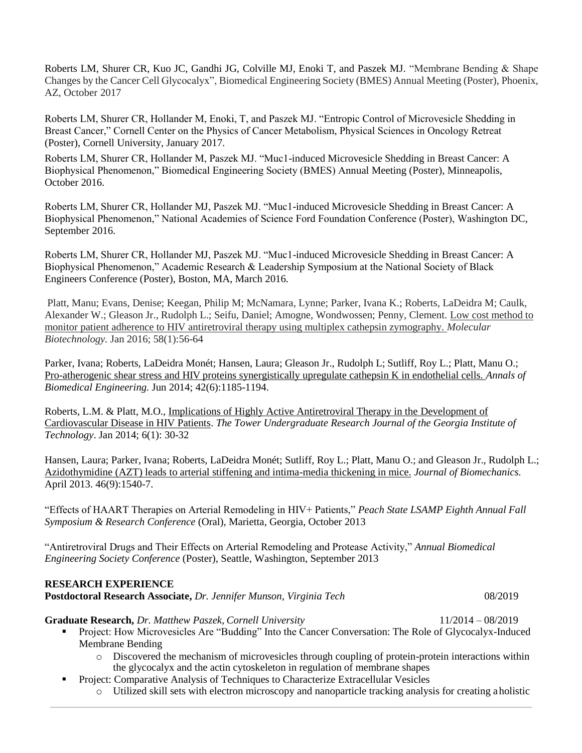Roberts LM, Shurer CR, Kuo JC, Gandhi JG, Colville MJ, Enoki T, and Paszek MJ. "Membrane Bending & Shape Changes by the Cancer Cell Glycocalyx", Biomedical Engineering Society (BMES) Annual Meeting (Poster), Phoenix, AZ, October 2017

Roberts LM, Shurer CR, Hollander M, Enoki, T, and Paszek MJ. "Entropic Control of Microvesicle Shedding in Breast Cancer," Cornell Center on the Physics of Cancer Metabolism, Physical Sciences in Oncology Retreat (Poster), Cornell University, January 2017.

Roberts LM, Shurer CR, Hollander M, Paszek MJ. "Muc1-induced Microvesicle Shedding in Breast Cancer: A Biophysical Phenomenon," Biomedical Engineering Society (BMES) Annual Meeting (Poster), Minneapolis, October 2016.

Roberts LM, Shurer CR, Hollander MJ, Paszek MJ. "Muc1-induced Microvesicle Shedding in Breast Cancer: A Biophysical Phenomenon," National Academies of Science Ford Foundation Conference (Poster), Washington DC, September 2016.

Roberts LM, Shurer CR, Hollander MJ, Paszek MJ. "Muc1-induced Microvesicle Shedding in Breast Cancer: A Biophysical Phenomenon," Academic Research & Leadership Symposium at the National Society of Black Engineers Conference (Poster), Boston, MA, March 2016.

Platt, Manu; Evans, Denise; Keegan, Philip M; McNamara, Lynne; Parker, Ivana K.; Roberts, LaDeidra M; Caulk, Alexander W.; Gleason Jr., Rudolph L.; Seifu, Daniel; Amogne, Wondwossen; Penny, Clement. Low cost method to monitor patient adherence to HIV antiretroviral therapy using multiplex cathepsin zymography. *Molecular Biotechnology.* Jan 2016; 58(1):56-64

Parker, Ivana; Roberts, LaDeidra Monét; Hansen, Laura; Gleason Jr., Rudolph L; Sutliff, Roy L.; Platt, Manu O.; Pro-atherogenic shear stress and HIV proteins synergistically upregulate cathepsin K in endothelial cells. *Annals of Biomedical Engineering.* Jun 2014; 42(6):1185-1194.

Roberts, L.M. & Platt, M.O., Implications of Highly Active Antiretroviral Therapy in the Development of Cardiovascular Disease in HIV Patients. *The Tower Undergraduate Research Journal of the Georgia Institute of Technology*. Jan 2014; 6(1): 30-32

Hansen, Laura; Parker, Ivana; Roberts, LaDeidra Monét; Sutliff, Roy L.; Platt, Manu O.; and Gleason Jr., Rudolph L.; Azidothymidine (AZT) leads to arterial stiffening and intima-media thickening in mice. *Journal of Biomechanics.* April 2013. 46(9):1540-7.

"Effects of HAART Therapies on Arterial Remodeling in HIV+ Patients," *Peach State LSAMP Eighth Annual Fall Symposium & Research Conference* (Oral), Marietta, Georgia, October 2013

"Antiretroviral Drugs and Their Effects on Arterial Remodeling and Protease Activity," *Annual Biomedical Engineering Society Conference* (Poster), Seattle, Washington, September 2013

**RESEARCH EXPERIENCE**

**Postdoctoral Research Associate,** *Dr. Jennifer Munson, Virginia Tech* 08/2019

**Graduate Research,** *Dr. Matthew Paszek, Cornell University* 11/2014 – 08/2019

- Project: How Microvesicles Are "Budding" Into the Cancer Conversation: The Role of Glycocalyx-Induced Membrane Bending
  - Discovered the mechanism of microvesicles through coupling of protein-protein interactions within the glycocalyx and the actin cytoskeleton in regulation of membrane shapes
- Project: Comparative Analysis of Techniques to Characterize Extracellular Vesicles
  - Utilized skill sets with electron microscopy and nanoparticle tracking analysis for creating a holistic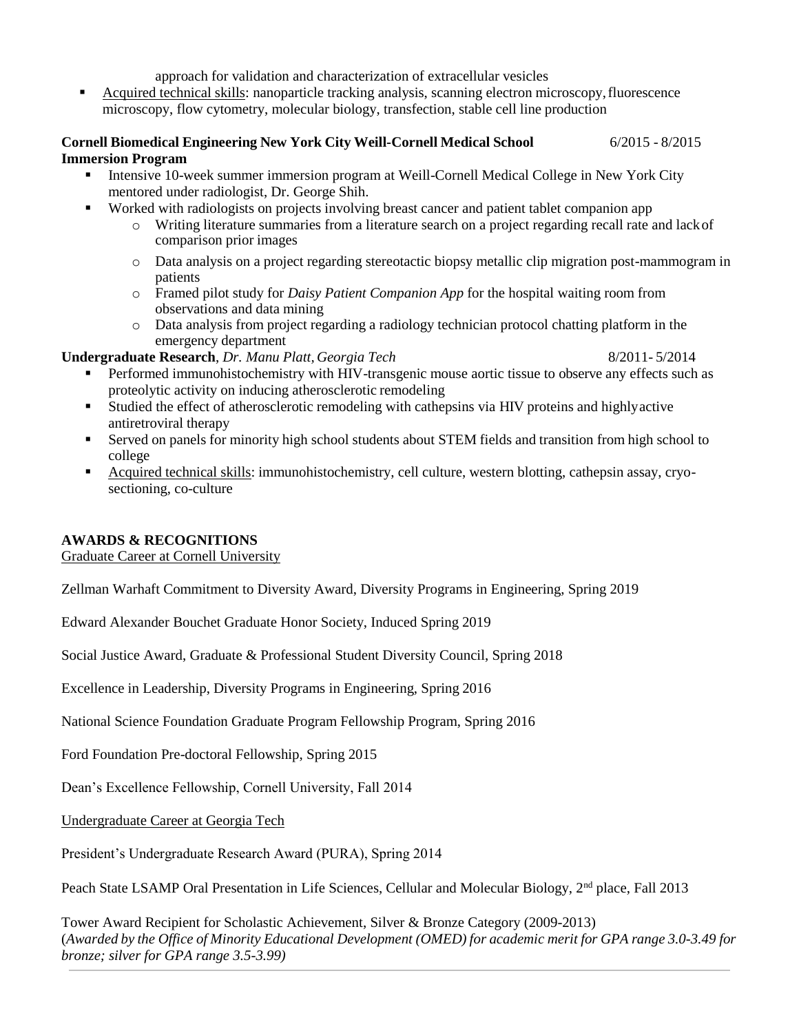approach for validation and characterization of extracellular vesicles

- Acquired technical skills: nanoparticle tracking analysis, scanning electron microscopy, fluorescence microscopy, flow cytometry, molecular biology, transfection, stable cell line production

**Cornell Biomedical Engineering New York City Weill-Cornell Medical School Immersion Program** 6/2015 - 8/2015

- Intensive 10-week summer immersion program at Weill-Cornell Medical College in New York City mentored under radiologist, Dr. George Shih.
- Worked with radiologists on projects involving breast cancer and patient tablet companion app
  - Writing literature summaries from a literature search on a project regarding recall rate and lack of comparison prior images
  - Data analysis on a project regarding stereotactic biopsy metallic clip migration post-mammogram in patients
  - Framed pilot study for *Daisy Patient Companion App* for the hospital waiting room from observations and data mining
  - Data analysis from project regarding a radiology technician protocol chatting platform in the emergency department

**Undergraduate Research**, *Dr. Manu Platt, Georgia Tech* 8/2011- 5/2014

- Performed immunohistochemistry with HIV-transgenic mouse aortic tissue to observe any effects such as proteolytic activity on inducing atherosclerotic remodeling
- Studied the effect of atherosclerotic remodeling with cathepsins via HIV proteins and highly active antiretroviral therapy
- Served on panels for minority high school students about STEM fields and transition from high school to college
- Acquired technical skills: immunohistochemistry, cell culture, western blotting, cathepsin assay, cryo-sectioning, co-culture

## AWARDS & RECOGNITIONS

Graduate Career at Cornell University

Zellman Warhaft Commitment to Diversity Award, Diversity Programs in Engineering, Spring 2019

Edward Alexander Bouchet Graduate Honor Society, Induced Spring 2019

Social Justice Award, Graduate & Professional Student Diversity Council, Spring 2018

Excellence in Leadership, Diversity Programs in Engineering, Spring 2016

National Science Foundation Graduate Program Fellowship Program, Spring 2016

Ford Foundation Pre-doctoral Fellowship, Spring 2015

Dean's Excellence Fellowship, Cornell University, Fall 2014

Undergraduate Career at Georgia Tech

President's Undergraduate Research Award (PURA), Spring 2014

Peach State LSAMP Oral Presentation in Life Sciences, Cellular and Molecular Biology, 2nd place, Fall 2013

Tower Award Recipient for Scholastic Achievement, Silver & Bronze Category (2009-2013)
(*Awarded by the Office of Minority Educational Development (OMED) for academic merit for GPA range 3.0-3.49 for bronze; silver for GPA range 3.5-3.99)*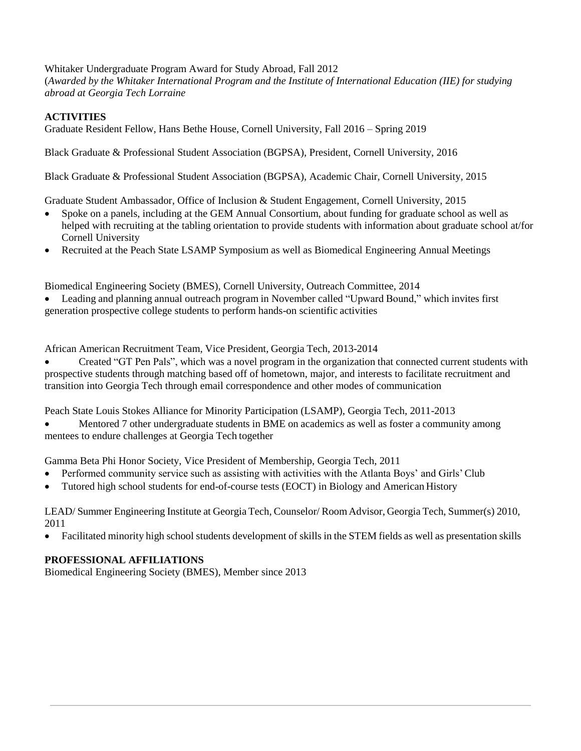Whitaker Undergraduate Program Award for Study Abroad, Fall 2012
(*Awarded by the Whitaker International Program and the Institute of International Education (IIE) for studying abroad at Georgia Tech Lorraine*

## ACTIVITIES

Graduate Resident Fellow, Hans Bethe House, Cornell University, Fall 2016 – Spring 2019

Black Graduate & Professional Student Association (BGPSA), President, Cornell University, 2016

Black Graduate & Professional Student Association (BGPSA), Academic Chair, Cornell University, 2015

Graduate Student Ambassador, Office of Inclusion & Student Engagement, Cornell University, 2015

- Spoke on a panels, including at the GEM Annual Consortium, about funding for graduate school as well as helped with recruiting at the tabling orientation to provide students with information about graduate school at/for Cornell University
- Recruited at the Peach State LSAMP Symposium as well as Biomedical Engineering Annual Meetings

Biomedical Engineering Society (BMES), Cornell University, Outreach Committee, 2014

- Leading and planning annual outreach program in November called "Upward Bound," which invites first generation prospective college students to perform hands-on scientific activities

African American Recruitment Team, Vice President, Georgia Tech, 2013-2014

- Created "GT Pen Pals", which was a novel program in the organization that connected current students with prospective students through matching based off of hometown, major, and interests to facilitate recruitment and transition into Georgia Tech through email correspondence and other modes of communication

Peach State Louis Stokes Alliance for Minority Participation (LSAMP), Georgia Tech, 2011-2013

- Mentored 7 other undergraduate students in BME on academics as well as foster a community among mentees to endure challenges at Georgia Tech together

Gamma Beta Phi Honor Society, Vice President of Membership, Georgia Tech, 2011

- Performed community service such as assisting with activities with the Atlanta Boys' and Girls' Club
- Tutored high school students for end-of-course tests (EOCT) in Biology and American History

LEAD/ Summer Engineering Institute at Georgia Tech, Counselor/ Room Advisor, Georgia Tech, Summer(s) 2010, 2011

- Facilitated minority high school students development of skills in the STEM fields as well as presentation skills

## PROFESSIONAL AFFILIATIONS

Biomedical Engineering Society (BMES), Member since 2013